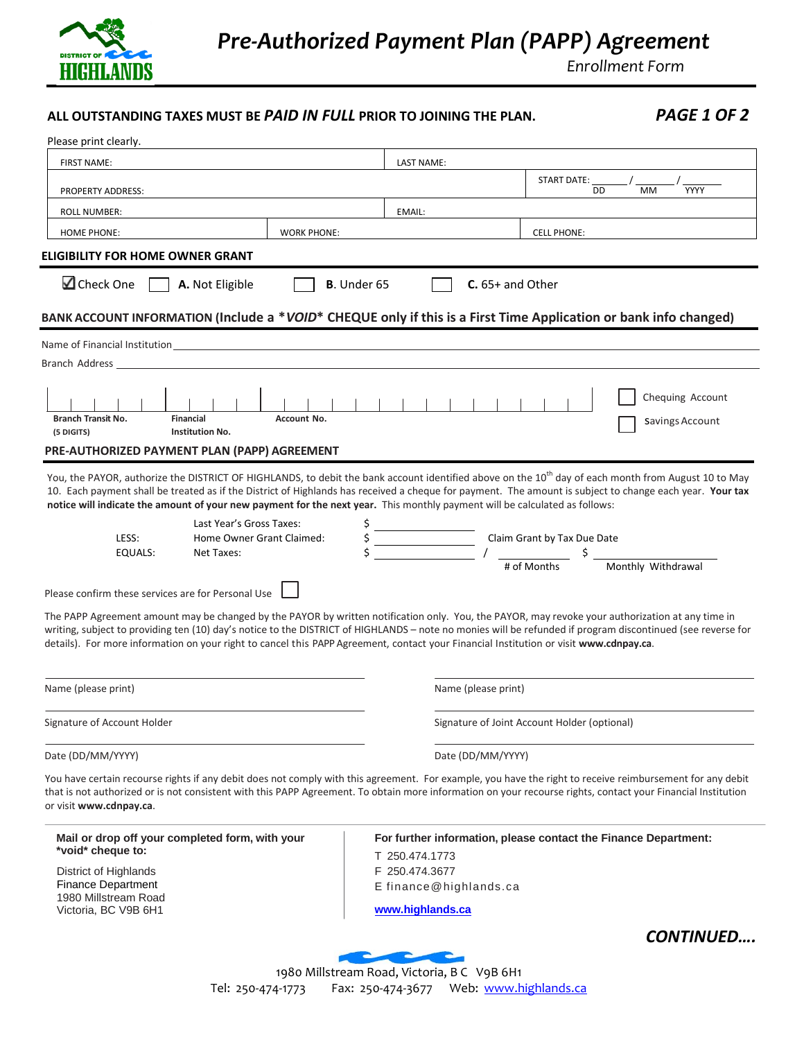# *Pre-Authorized Payment Plan (PAPP) Agreement*

*Enrollment Form*

**ALL OUTSTANDING TAXES MUST BE *PAID IN FULL* PRIOR TO JOINING THE PLAN.** ***PAGE 1 OF 2***

Please print clearly.

| FIRST NAME: | | LAST NAME: | |
|---|---|---|---|
| PROPERTY ADDRESS: | | | START DATE: ____ / ____ / ____ (DD / MM / YYYY) |
| ROLL NUMBER: | | EMAIL: | |
| HOME PHONE: | WORK PHONE: | | CELL PHONE: |

## ELIGIBILITY FOR HOME OWNER GRANT

☑ Check One ☐ **A.** Not Eligible ☐ **B**. Under 65 ☐ **C.** 65+ and Other

## BANK ACCOUNT INFORMATION (Include a **VOID** CHEQUE only if this is a First Time Application or bank info changed)

Name of Financial Institution ______________________________

Branch Address ______________________________

| Branch Transit No. (5 DIGITS) | Financial Institution No. | Account No. |
|---|---|---|
| | | |

☐ Chequing Account

☐ Savings Account

## PRE-AUTHORIZED PAYMENT PLAN (PAPP) AGREEMENT

You, the PAYOR, authorize the DISTRICT OF HIGHLANDS, to debit the bank account identified above on the 10th day of each month from August 10 to May 10. Each payment shall be treated as if the District of Highlands has received a cheque for payment. The amount is subject to change each year. **Your tax notice will indicate the amount of your new payment for the next year.** This monthly payment will be calculated as follows:

| | | | | | |
|---|---|---|---|---|---|
| | Last Year's Gross Taxes: | $ ________ | | | |
| LESS: | Home Owner Grant Claimed: | $ ________ | Claim Grant by Tax Due Date | | |
| EQUALS: | Net Taxes: | $ ________ | / ________ # of Months | | $ ________ Monthly Withdrawal |

Please confirm these services are for Personal Use ☐

The PAPP Agreement amount may be changed by the PAYOR by written notification only. You, the PAYOR, may revoke your authorization at any time in writing, subject to providing ten (10) day's notice to the DISTRICT of HIGHLANDS – note no monies will be refunded if program discontinued (see reverse for details). For more information on your right to cancel this PAPP Agreement, contact your Financial Institution or visit **www.cdnpay.ca**.

| | |
|---|---|
| Name (please print) | Name (please print) |
| Signature of Account Holder | Signature of Joint Account Holder (optional) |
| Date (DD/MM/YYYY) | Date (DD/MM/YYYY) |

You have certain recourse rights if any debit does not comply with this agreement. For example, you have the right to receive reimbursement for any debit that is not authorized or is not consistent with this PAPP Agreement. To obtain more information on your recourse rights, contact your Financial Institution or visit **www.cdnpay.ca**.

**Mail or drop off your completed form, with your *void* cheque to:**

District of Highlands
Finance Department
1980 Millstream Road
Victoria, BC V9B 6H1

**For further information, please contact the Finance Department:**

T 250.474.1773
F 250.474.3677
E finance@highlands.ca

**www.highlands.ca**

***CONTINUED….***

1980 Millstream Road, Victoria, B C V9B 6H1
Tel: 250-474-1773 Fax: 250-474-3677 Web: www.highlands.ca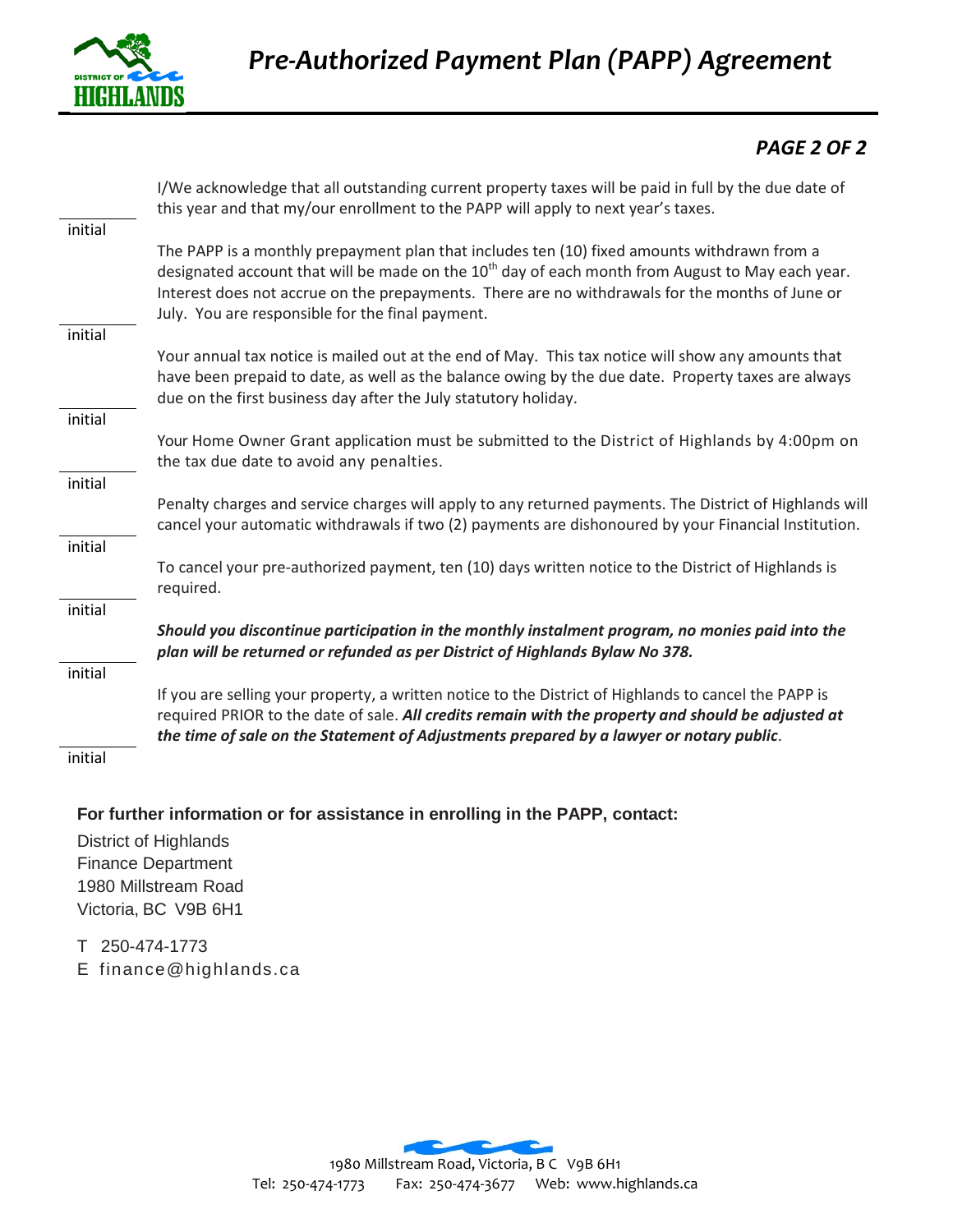# Pre-Authorized Payment Plan (PAPP) Agreement

***PAGE 2 OF 2***

I/We acknowledge that all outstanding current property taxes will be paid in full by the due date of this year and that my/our enrollment to the PAPP will apply to next year's taxes.

initial

The PAPP is a monthly prepayment plan that includes ten (10) fixed amounts withdrawn from a designated account that will be made on the 10th day of each month from August to May each year. Interest does not accrue on the prepayments. There are no withdrawals for the months of June or July. You are responsible for the final payment.

initial

Your annual tax notice is mailed out at the end of May. This tax notice will show any amounts that have been prepaid to date, as well as the balance owing by the due date. Property taxes are always due on the first business day after the July statutory holiday.

initial

Your Home Owner Grant application must be submitted to the District of Highlands by 4:00pm on the tax due date to avoid any penalties.

initial

Penalty charges and service charges will apply to any returned payments. The District of Highlands will cancel your automatic withdrawals if two (2) payments are dishonoured by your Financial Institution.

initial

To cancel your pre-authorized payment, ten (10) days written notice to the District of Highlands is required.

initial

***Should you discontinue participation in the monthly instalment program, no monies paid into the plan will be returned or refunded as per District of Highlands Bylaw No 378.***

initial

If you are selling your property, a written notice to the District of Highlands to cancel the PAPP is required PRIOR to the date of sale. ***All credits remain with the property and should be adjusted at the time of sale on the Statement of Adjustments prepared by a lawyer or notary public***.

initial

**For further information or for assistance in enrolling in the PAPP, contact:**

District of Highlands
Finance Department
1980 Millstream Road
Victoria, BC V9B 6H1

T 250-474-1773
E finance@highlands.ca